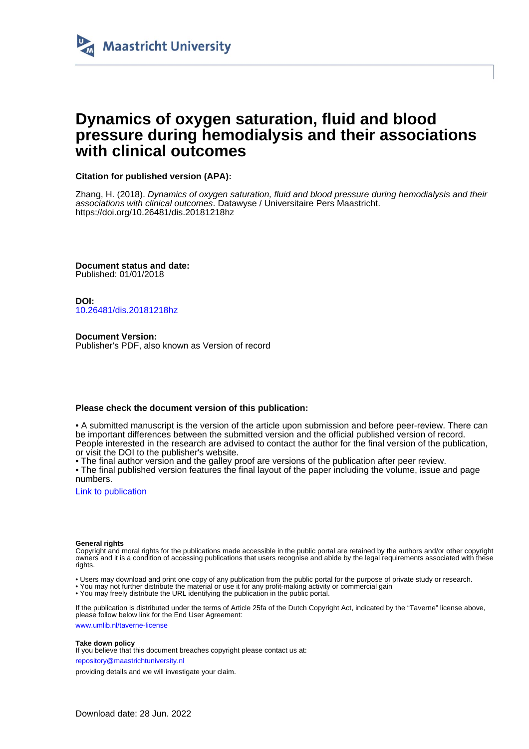Maastricht University

# Dynamics of oxygen saturation, fluid and blood pressure during hemodialysis and their associations with clinical outcomes

**Citation for published version (APA):**

Zhang, H. (2018). *Dynamics of oxygen saturation, fluid and blood pressure during hemodialysis and their associations with clinical outcomes*. Datawyse / Universitaire Pers Maastricht. https://doi.org/10.26481/dis.20181218hz

**Document status and date:**
Published: 01/01/2018

**DOI:**
10.26481/dis.20181218hz

**Document Version:**
Publisher's PDF, also known as Version of record

**Please check the document version of this publication:**

• A submitted manuscript is the version of the article upon submission and before peer-review. There can be important differences between the submitted version and the official published version of record. People interested in the research are advised to contact the author for the final version of the publication, or visit the DOI to the publisher's website.
• The final author version and the galley proof are versions of the publication after peer review.
• The final published version features the final layout of the paper including the volume, issue and page numbers.

Link to publication

**General rights**
Copyright and moral rights for the publications made accessible in the public portal are retained by the authors and/or other copyright owners and it is a condition of accessing publications that users recognise and abide by the legal requirements associated with these rights.

• Users may download and print one copy of any publication from the public portal for the purpose of private study or research.
• You may not further distribute the material or use it for any profit-making activity or commercial gain
• You may freely distribute the URL identifying the publication in the public portal.

If the publication is distributed under the terms of Article 25fa of the Dutch Copyright Act, indicated by the "Taverne" license above, please follow below link for the End User Agreement:
www.umlib.nl/taverne-license

**Take down policy**
If you believe that this document breaches copyright please contact us at:
repository@maastrichtuniversity.nl
providing details and we will investigate your claim.

Download date: 28 Jun. 2022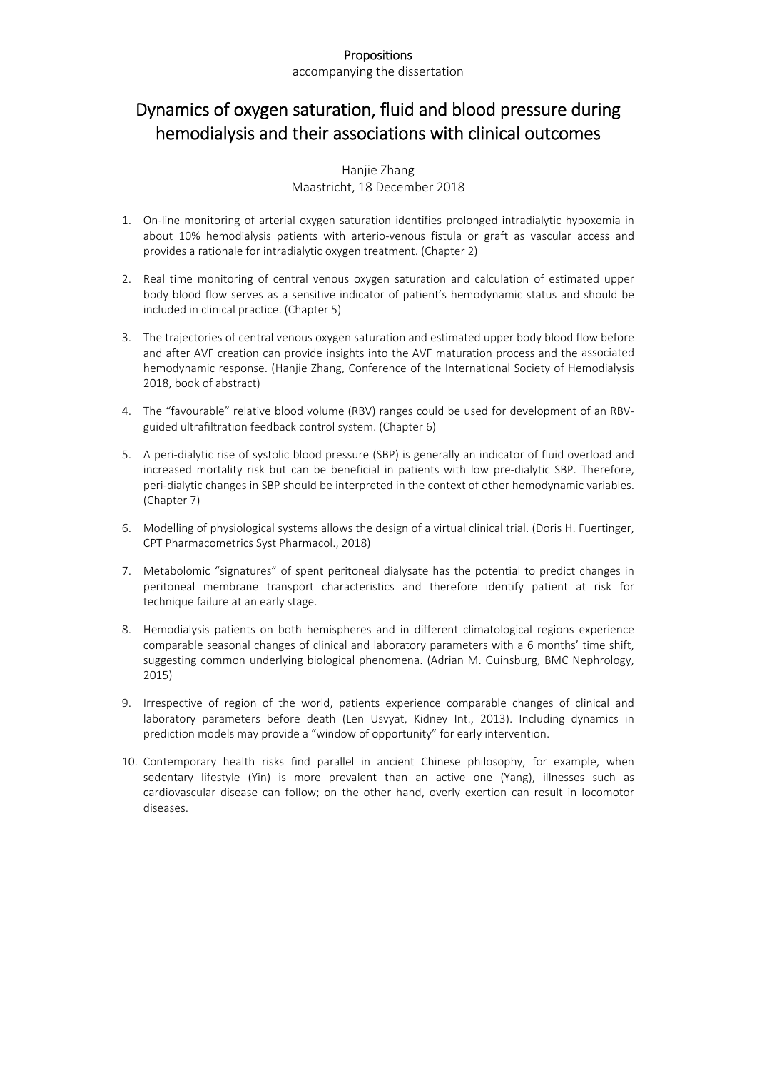**Propositions**

accompanying the dissertation

# Dynamics of oxygen saturation, fluid and blood pressure during hemodialysis and their associations with clinical outcomes

Hanjie Zhang

Maastricht, 18 December 2018

1. On-line monitoring of arterial oxygen saturation identifies prolonged intradialytic hypoxemia in about 10% hemodialysis patients with arterio-venous fistula or graft as vascular access and provides a rationale for intradialytic oxygen treatment. (Chapter 2)
2. Real time monitoring of central venous oxygen saturation and calculation of estimated upper body blood flow serves as a sensitive indicator of patient's hemodynamic status and should be included in clinical practice. (Chapter 5)
3. The trajectories of central venous oxygen saturation and estimated upper body blood flow before and after AVF creation can provide insights into the AVF maturation process and the associated hemodynamic response. (Hanjie Zhang, Conference of the International Society of Hemodialysis 2018, book of abstract)
4. The "favourable" relative blood volume (RBV) ranges could be used for development of an RBV-guided ultrafiltration feedback control system. (Chapter 6)
5. A peri-dialytic rise of systolic blood pressure (SBP) is generally an indicator of fluid overload and increased mortality risk but can be beneficial in patients with low pre-dialytic SBP. Therefore, peri-dialytic changes in SBP should be interpreted in the context of other hemodynamic variables. (Chapter 7)
6. Modelling of physiological systems allows the design of a virtual clinical trial. (Doris H. Fuertinger, CPT Pharmacometrics Syst Pharmacol., 2018)
7. Metabolomic "signatures" of spent peritoneal dialysate has the potential to predict changes in peritoneal membrane transport characteristics and therefore identify patient at risk for technique failure at an early stage.
8. Hemodialysis patients on both hemispheres and in different climatological regions experience comparable seasonal changes of clinical and laboratory parameters with a 6 months' time shift, suggesting common underlying biological phenomena. (Adrian M. Guinsburg, BMC Nephrology, 2015)
9. Irrespective of region of the world, patients experience comparable changes of clinical and laboratory parameters before death (Len Usvyat, Kidney Int., 2013). Including dynamics in prediction models may provide a "window of opportunity" for early intervention.
10. Contemporary health risks find parallel in ancient Chinese philosophy, for example, when sedentary lifestyle (Yin) is more prevalent than an active one (Yang), illnesses such as cardiovascular disease can follow; on the other hand, overly exertion can result in locomotor diseases.